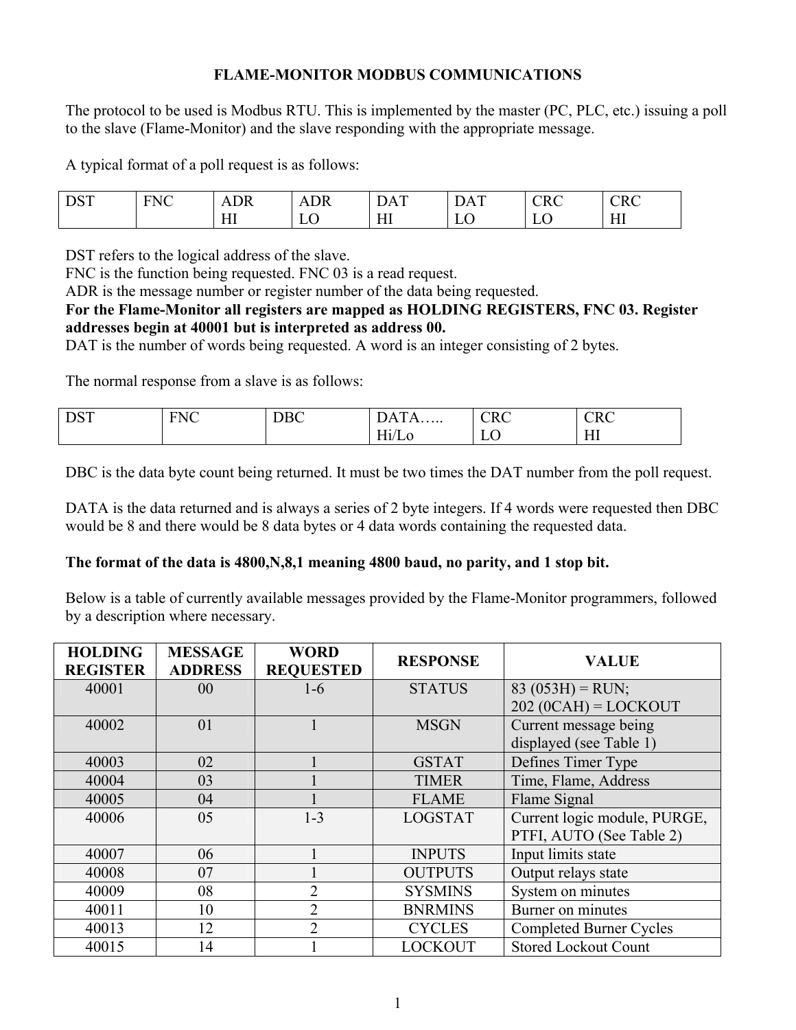# FLAME-MONITOR MODBUS COMMUNICATIONS

The protocol to be used is Modbus RTU. This is implemented by the master (PC, PLC, etc.) issuing a poll to the slave (Flame-Monitor) and the slave responding with the appropriate message.

A typical format of a poll request is as follows:

| DST | FNC | ADR HI | ADR LO | DAT HI | DAT LO | CRC LO | CRC HI |
|---|---|---|---|---|---|---|---|

DST refers to the logical address of the slave.
FNC is the function being requested. FNC 03 is a read request.
ADR is the message number or register number of the data being requested.
**For the Flame-Monitor all registers are mapped as HOLDING REGISTERS, FNC 03. Register addresses begin at 40001 but is interpreted as address 00.**
DAT is the number of words being requested. A word is an integer consisting of 2 bytes.

The normal response from a slave is as follows:

| DST | FNC | DBC | DATA….. Hi/Lo | CRC LO | CRC HI |
|---|---|---|---|---|---|

DBC is the data byte count being returned. It must be two times the DAT number from the poll request.

DATA is the data returned and is always a series of 2 byte integers. If 4 words were requested then DBC would be 8 and there would be 8 data bytes or 4 data words containing the requested data.

**The format of the data is 4800,N,8,1 meaning 4800 baud, no parity, and 1 stop bit.**

Below is a table of currently available messages provided by the Flame-Monitor programmers, followed by a description where necessary.

| HOLDING REGISTER | MESSAGE ADDRESS | WORD REQUESTED | RESPONSE | VALUE |
|---|---|---|---|---|
| 40001 | 00 | 1-6 | STATUS | 83 (053H) = RUN; 202 (0CAH) = LOCKOUT |
| 40002 | 01 | 1 | MSGN | Current message being displayed (see Table 1) |
| 40003 | 02 | 1 | GSTAT | Defines Timer Type |
| 40004 | 03 | 1 | TIMER | Time, Flame, Address |
| 40005 | 04 | 1 | FLAME | Flame Signal |
| 40006 | 05 | 1-3 | LOGSTAT | Current logic module, PURGE, PTFI, AUTO (See Table 2) |
| 40007 | 06 | 1 | INPUTS | Input limits state |
| 40008 | 07 | 1 | OUTPUTS | Output relays state |
| 40009 | 08 | 2 | SYSMINS | System on minutes |
| 40011 | 10 | 2 | BNRMINS | Burner on minutes |
| 40013 | 12 | 2 | CYCLES | Completed Burner Cycles |
| 40015 | 14 | 1 | LOCKOUT | Stored Lockout Count |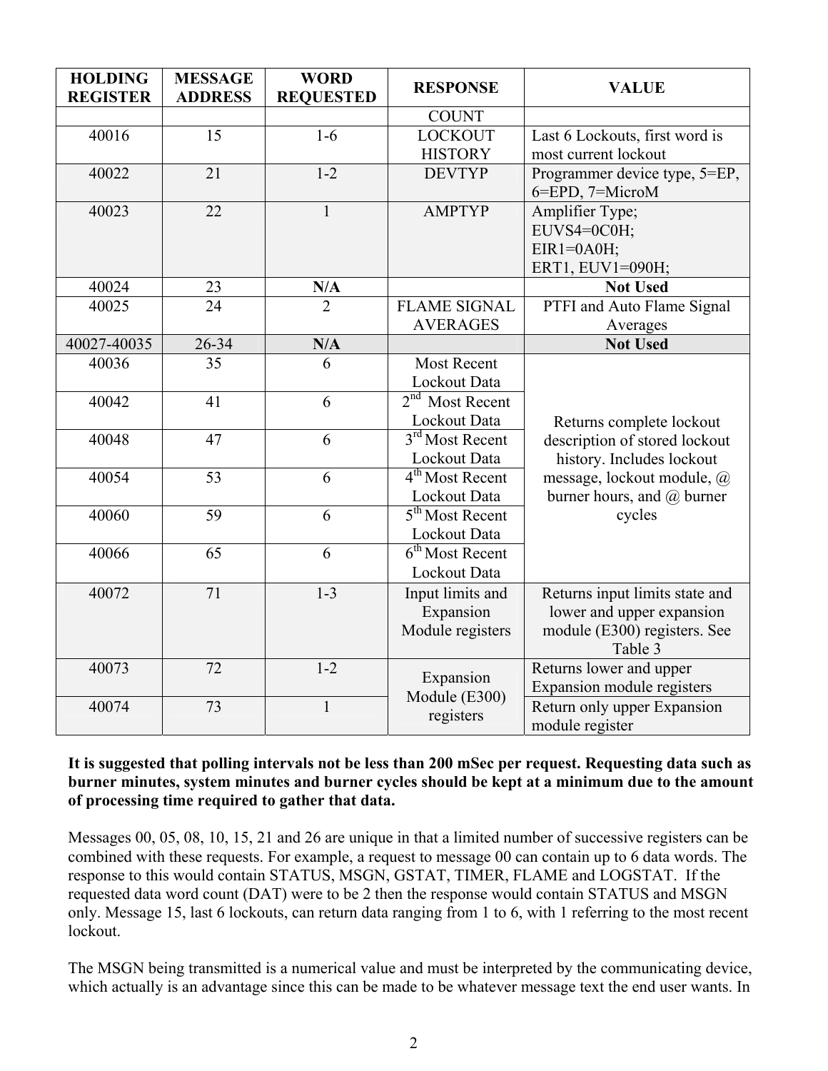| HOLDING REGISTER | MESSAGE ADDRESS | WORD REQUESTED | RESPONSE | VALUE |
|---|---|---|---|---|
| | | | COUNT | |
| 40016 | 15 | 1-6 | LOCKOUT HISTORY | Last 6 Lockouts, first word is most current lockout |
| 40022 | 21 | 1-2 | DEVTYP | Programmer device type, 5=EP, 6=EPD, 7=MicroM |
| 40023 | 22 | 1 | AMPTYP | Amplifier Type; EUVS4=0C0H; EIR1=0A0H; ERT1, EUV1=090H; |
| 40024 | 23 | **N/A** | | **Not Used** |
| 40025 | 24 | 2 | FLAME SIGNAL AVERAGES | PTFI and Auto Flame Signal Averages |
| 40027-40035 | 26-34 | **N/A** | | **Not Used** |
| 40036 | 35 | 6 | Most Recent Lockout Data | Returns complete lockout description of stored lockout history. Includes lockout message, lockout module, @ burner hours, and @ burner cycles |
| 40042 | 41 | 6 | 2nd Most Recent Lockout Data | |
| 40048 | 47 | 6 | 3rd Most Recent Lockout Data | |
| 40054 | 53 | 6 | 4th Most Recent Lockout Data | |
| 40060 | 59 | 6 | 5th Most Recent Lockout Data | |
| 40066 | 65 | 6 | 6th Most Recent Lockout Data | |
| 40072 | 71 | 1-3 | Input limits and Expansion Module registers | Returns input limits state and lower and upper expansion module (E300) registers. See Table 3 |
| 40073 | 72 | 1-2 | Expansion Module (E300) registers | Returns lower and upper Expansion module registers |
| 40074 | 73 | 1 | | Return only upper Expansion module register |

**It is suggested that polling intervals not be less than 200 mSec per request. Requesting data such as burner minutes, system minutes and burner cycles should be kept at a minimum due to the amount of processing time required to gather that data.**

Messages 00, 05, 08, 10, 15, 21 and 26 are unique in that a limited number of successive registers can be combined with these requests. For example, a request to message 00 can contain up to 6 data words. The response to this would contain STATUS, MSGN, GSTAT, TIMER, FLAME and LOGSTAT. If the requested data word count (DAT) were to be 2 then the response would contain STATUS and MSGN only. Message 15, last 6 lockouts, can return data ranging from 1 to 6, with 1 referring to the most recent lockout.

The MSGN being transmitted is a numerical value and must be interpreted by the communicating device, which actually is an advantage since this can be made to be whatever message text the end user wants. In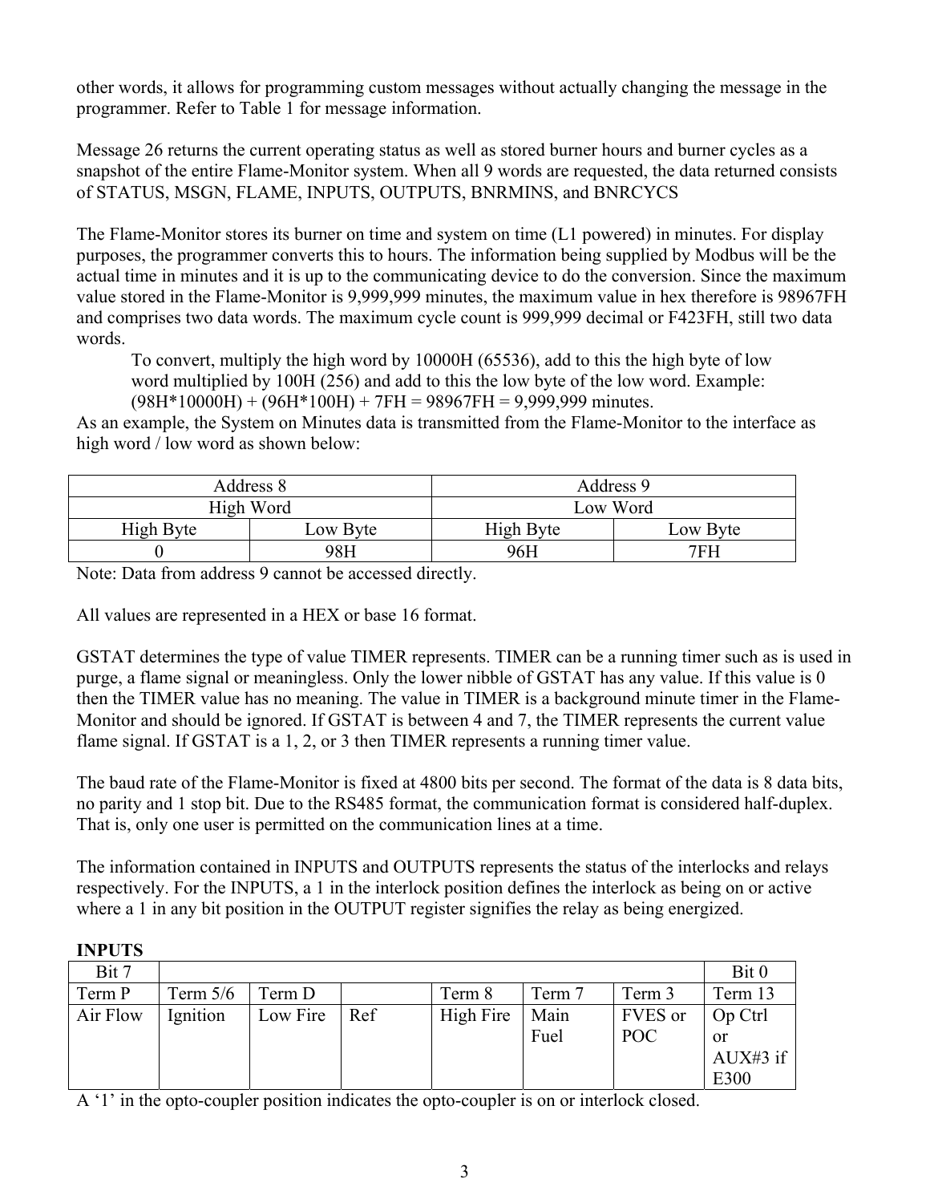other words, it allows for programming custom messages without actually changing the message in the programmer. Refer to Table 1 for message information.

Message 26 returns the current operating status as well as stored burner hours and burner cycles as a snapshot of the entire Flame-Monitor system. When all 9 words are requested, the data returned consists of STATUS, MSGN, FLAME, INPUTS, OUTPUTS, BNRMINS, and BNRCYCS

The Flame-Monitor stores its burner on time and system on time (L1 powered) in minutes. For display purposes, the programmer converts this to hours. The information being supplied by Modbus will be the actual time in minutes and it is up to the communicating device to do the conversion. Since the maximum value stored in the Flame-Monitor is 9,999,999 minutes, the maximum value in hex therefore is 98967FH and comprises two data words. The maximum cycle count is 999,999 decimal or F423FH, still two data words.

> To convert, multiply the high word by 10000H (65536), add to this the high byte of low word multiplied by 100H (256) and add to this the low byte of the low word. Example: (98H*10000H) + (96H*100H) + 7FH = 98967FH = 9,999,999 minutes.

As an example, the System on Minutes data is transmitted from the Flame-Monitor to the interface as high word / low word as shown below:

| Address 8 | | Address 9 | |
|---|---|---|---|
| High Word | | Low Word | |
| High Byte | Low Byte | High Byte | Low Byte |
| 0 | 98H | 96H | 7FH |

Note: Data from address 9 cannot be accessed directly.

All values are represented in a HEX or base 16 format.

GSTAT determines the type of value TIMER represents. TIMER can be a running timer such as is used in purge, a flame signal or meaningless. Only the lower nibble of GSTAT has any value. If this value is 0 then the TIMER value has no meaning. The value in TIMER is a background minute timer in the Flame-Monitor and should be ignored. If GSTAT is between 4 and 7, the TIMER represents the current value flame signal. If GSTAT is a 1, 2, or 3 then TIMER represents a running timer value.

The baud rate of the Flame-Monitor is fixed at 4800 bits per second. The format of the data is 8 data bits, no parity and 1 stop bit. Due to the RS485 format, the communication format is considered half-duplex. That is, only one user is permitted on the communication lines at a time.

The information contained in INPUTS and OUTPUTS represents the status of the interlocks and relays respectively. For the INPUTS, a 1 in the interlock position defines the interlock as being on or active where a 1 in any bit position in the OUTPUT register signifies the relay as being energized.

**INPUTS**

| Bit 7 | | | | | | | Bit 0 |
|---|---|---|---|---|---|---|---|
| Term P | Term 5/6 | Term D | | Term 8 | Term 7 | Term 3 | Term 13 |
| Air Flow | Ignition | Low Fire | Ref | High Fire | Main Fuel | FVES or POC | Op Ctrl or AUX#3 if E300 |

A '1' in the opto-coupler position indicates the opto-coupler is on or interlock closed.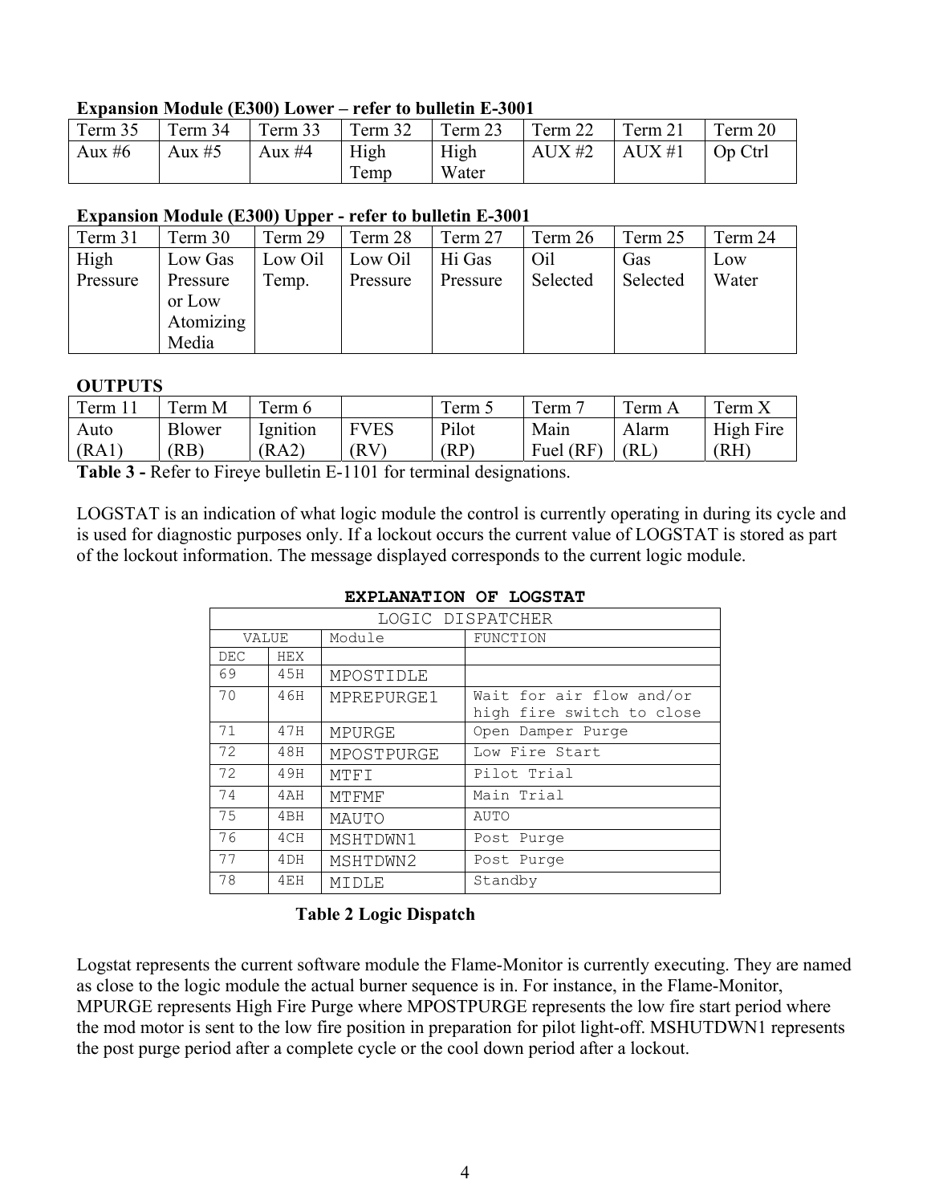**Expansion Module (E300) Lower – refer to bulletin E-3001**

| Term 35 | Term 34 | Term 33 | Term 32 | Term 23 | Term 22 | Term 21 | Term 20 |
|---|---|---|---|---|---|---|---|
| Aux #6 | Aux #5 | Aux #4 | High Temp | High Water | AUX #2 | AUX #1 | Op Ctrl |

**Expansion Module (E300) Upper - refer to bulletin E-3001**

| Term 31 | Term 30 | Term 29 | Term 28 | Term 27 | Term 26 | Term 25 | Term 24 |
|---|---|---|---|---|---|---|---|
| High Pressure | Low Gas Pressure or Low Atomizing Media | Low Oil Temp. | Low Oil Pressure | Hi Gas Pressure | Oil Selected | Gas Selected | Low Water |

**OUTPUTS**

| Term 11 | Term M | Term 6 | | Term 5 | Term 7 | Term A | Term X |
|---|---|---|---|---|---|---|---|
| Auto (RA1) | Blower (RB) | Ignition (RA2) | FVES (RV) | Pilot (RP) | Main Fuel (RF) | Alarm (RL) | High Fire (RH) |

**Table 3 -** Refer to Fireye bulletin E-1101 for terminal designations.

LOGSTAT is an indication of what logic module the control is currently operating in during its cycle and is used for diagnostic purposes only. If a lockout occurs the current value of LOGSTAT is stored as part of the lockout information. The message displayed corresponds to the current logic module.

**EXPLANATION OF LOGSTAT**

| LOGIC DISPATCHER | | | |
|---|---|---|---|
| VALUE | | Module | FUNCTION |
| DEC | HEX | | |
| 69 | 45H | MPOSTIDLE | |
| 70 | 46H | MPREPURGE1 | Wait for air flow and/or high fire switch to close |
| 71 | 47H | MPURGE | Open Damper Purge |
| 72 | 48H | MPOSTPURGE | Low Fire Start |
| 72 | 49H | MTFI | Pilot Trial |
| 74 | 4AH | MTFMF | Main Trial |
| 75 | 4BH | MAUTO | AUTO |
| 76 | 4CH | MSHTDWN1 | Post Purge |
| 77 | 4DH | MSHTDWN2 | Post Purge |
| 78 | 4EH | MIDLE | Standby |

**Table 2 Logic Dispatch**

Logstat represents the current software module the Flame-Monitor is currently executing. They are named as close to the logic module the actual burner sequence is in. For instance, in the Flame-Monitor, MPURGE represents High Fire Purge where MPOSTPURGE represents the low fire start period where the mod motor is sent to the low fire position in preparation for pilot light-off. MSHUTDWN1 represents the post purge period after a complete cycle or the cool down period after a lockout.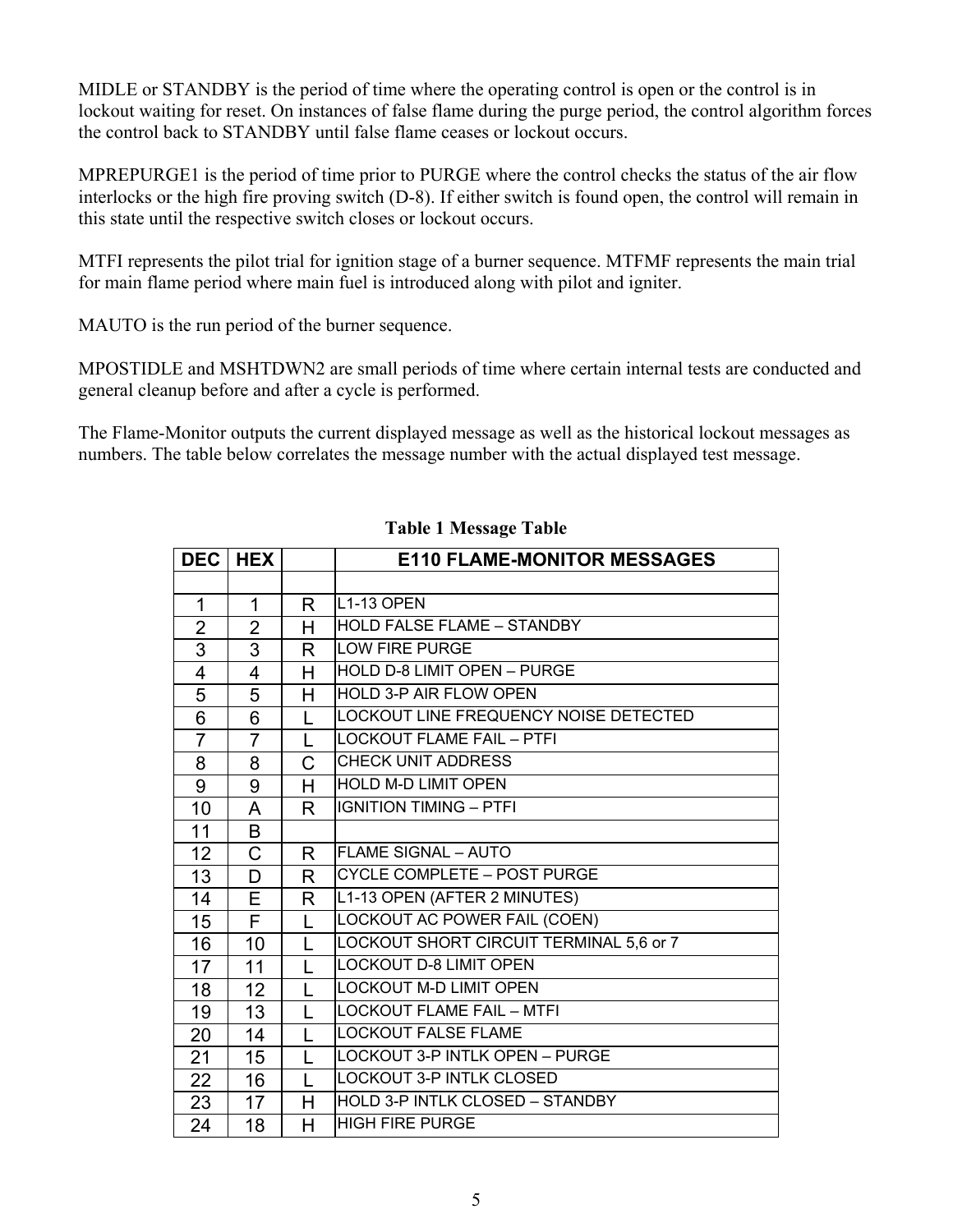MIDLE or STANDBY is the period of time where the operating control is open or the control is in lockout waiting for reset. On instances of false flame during the purge period, the control algorithm forces the control back to STANDBY until false flame ceases or lockout occurs.

MPREPURGE1 is the period of time prior to PURGE where the control checks the status of the air flow interlocks or the high fire proving switch (D-8). If either switch is found open, the control will remain in this state until the respective switch closes or lockout occurs.

MTFI represents the pilot trial for ignition stage of a burner sequence. MTFMF represents the main trial for main flame period where main fuel is introduced along with pilot and igniter.

MAUTO is the run period of the burner sequence.

MPOSTIDLE and MSHTDWN2 are small periods of time where certain internal tests are conducted and general cleanup before and after a cycle is performed.

The Flame-Monitor outputs the current displayed message as well as the historical lockout messages as numbers. The table below correlates the message number with the actual displayed test message.

**Table 1 Message Table**

| DEC | HEX | | E110 FLAME-MONITOR MESSAGES |
|---|---|---|---|
| | | | |
| 1 | 1 | R | L1-13 OPEN |
| 2 | 2 | H | HOLD FALSE FLAME – STANDBY |
| 3 | 3 | R | LOW FIRE PURGE |
| 4 | 4 | H | HOLD D-8 LIMIT OPEN – PURGE |
| 5 | 5 | H | HOLD 3-P AIR FLOW OPEN |
| 6 | 6 | L | LOCKOUT LINE FREQUENCY NOISE DETECTED |
| 7 | 7 | L | LOCKOUT FLAME FAIL – PTFI |
| 8 | 8 | C | CHECK UNIT ADDRESS |
| 9 | 9 | H | HOLD M-D LIMIT OPEN |
| 10 | A | R | IGNITION TIMING – PTFI |
| 11 | B | | |
| 12 | C | R | FLAME SIGNAL – AUTO |
| 13 | D | R | CYCLE COMPLETE – POST PURGE |
| 14 | E | R | L1-13 OPEN (AFTER 2 MINUTES) |
| 15 | F | L | LOCKOUT AC POWER FAIL (COEN) |
| 16 | 10 | L | LOCKOUT SHORT CIRCUIT TERMINAL 5,6 or 7 |
| 17 | 11 | L | LOCKOUT D-8 LIMIT OPEN |
| 18 | 12 | L | LOCKOUT M-D LIMIT OPEN |
| 19 | 13 | L | LOCKOUT FLAME FAIL – MTFI |
| 20 | 14 | L | LOCKOUT FALSE FLAME |
| 21 | 15 | L | LOCKOUT 3-P INTLK OPEN – PURGE |
| 22 | 16 | L | LOCKOUT 3-P INTLK CLOSED |
| 23 | 17 | H | HOLD 3-P INTLK CLOSED – STANDBY |
| 24 | 18 | H | HIGH FIRE PURGE |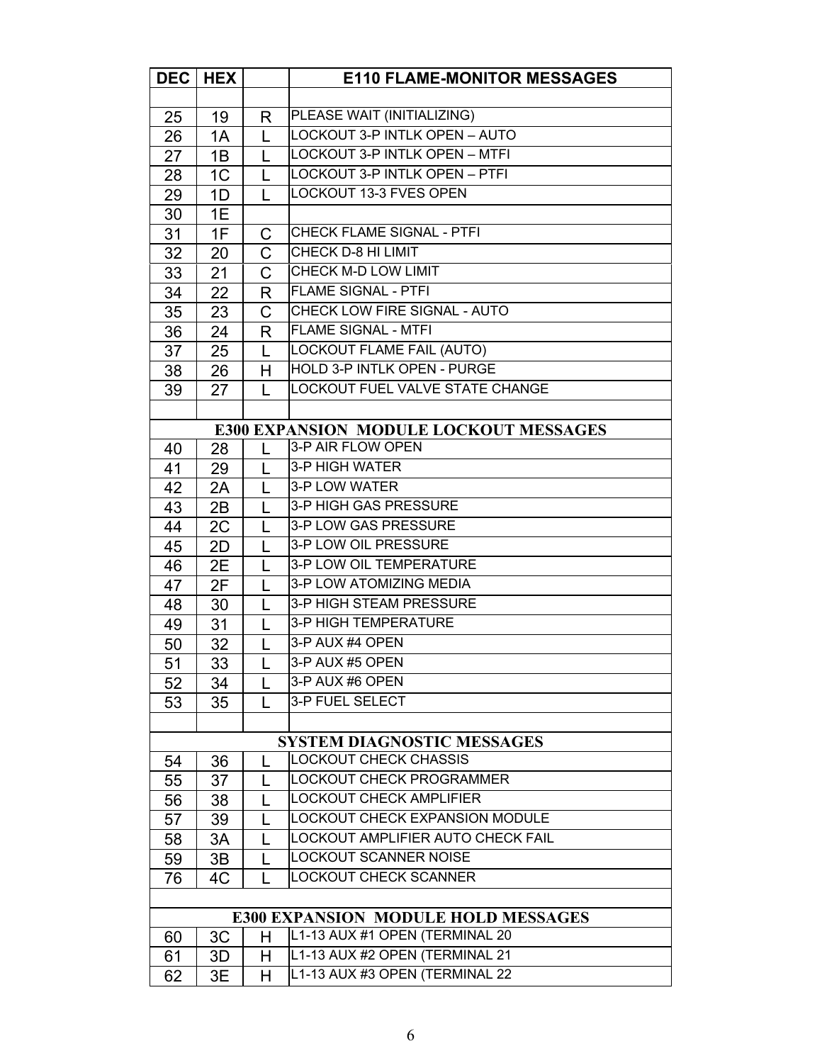| DEC | HEX | | E110 FLAME-MONITOR MESSAGES |
|---|---|---|---|
| | | | |
| 25 | 19 | R | PLEASE WAIT (INITIALIZING) |
| 26 | 1A | L | LOCKOUT 3-P INTLK OPEN – AUTO |
| 27 | 1B | L | LOCKOUT 3-P INTLK OPEN – MTFI |
| 28 | 1C | L | LOCKOUT 3-P INTLK OPEN – PTFI |
| 29 | 1D | L | LOCKOUT 13-3 FVES OPEN |
| 30 | 1E | | |
| 31 | 1F | C | CHECK FLAME SIGNAL - PTFI |
| 32 | 20 | C | CHECK D-8 HI LIMIT |
| 33 | 21 | C | CHECK M-D LOW LIMIT |
| 34 | 22 | R | FLAME SIGNAL - PTFI |
| 35 | 23 | C | CHECK LOW FIRE SIGNAL - AUTO |
| 36 | 24 | R | FLAME SIGNAL - MTFI |
| 37 | 25 | L | LOCKOUT FLAME FAIL (AUTO) |
| 38 | 26 | H | HOLD 3-P INTLK OPEN - PURGE |
| 39 | 27 | L | LOCKOUT FUEL VALVE STATE CHANGE |
| | | | |
| **E300 EXPANSION MODULE LOCKOUT MESSAGES** | | | |
| 40 | 28 | L | 3-P AIR FLOW OPEN |
| 41 | 29 | L | 3-P HIGH WATER |
| 42 | 2A | L | 3-P LOW WATER |
| 43 | 2B | L | 3-P HIGH GAS PRESSURE |
| 44 | 2C | L | 3-P LOW GAS PRESSURE |
| 45 | 2D | L | 3-P LOW OIL PRESSURE |
| 46 | 2E | L | 3-P LOW OIL TEMPERATURE |
| 47 | 2F | L | 3-P LOW ATOMIZING MEDIA |
| 48 | 30 | L | 3-P HIGH STEAM PRESSURE |
| 49 | 31 | L | 3-P HIGH TEMPERATURE |
| 50 | 32 | L | 3-P AUX #4 OPEN |
| 51 | 33 | L | 3-P AUX #5 OPEN |
| 52 | 34 | L | 3-P AUX #6 OPEN |
| 53 | 35 | L | 3-P FUEL SELECT |
| | | | |
| **SYSTEM DIAGNOSTIC MESSAGES** | | | |
| 54 | 36 | L | LOCKOUT CHECK CHASSIS |
| 55 | 37 | L | LOCKOUT CHECK PROGRAMMER |
| 56 | 38 | L | LOCKOUT CHECK AMPLIFIER |
| 57 | 39 | L | LOCKOUT CHECK EXPANSION MODULE |
| 58 | 3A | L | LOCKOUT AMPLIFIER AUTO CHECK FAIL |
| 59 | 3B | L | LOCKOUT SCANNER NOISE |
| 76 | 4C | L | LOCKOUT CHECK SCANNER |
| | | | |
| **E300 EXPANSION MODULE HOLD MESSAGES** | | | |
| 60 | 3C | H | L1-13 AUX #1 OPEN (TERMINAL 20 |
| 61 | 3D | H | L1-13 AUX #2 OPEN (TERMINAL 21 |
| 62 | 3E | H | L1-13 AUX #3 OPEN (TERMINAL 22 |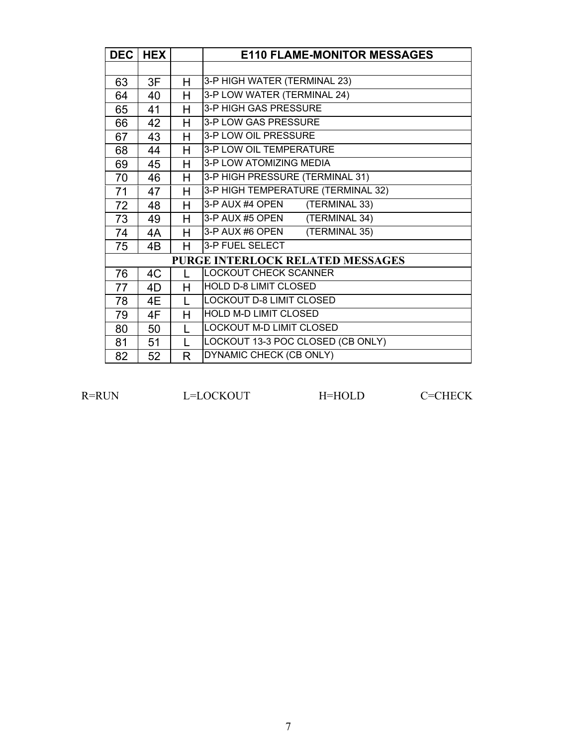| DEC | HEX | | E110 FLAME-MONITOR MESSAGES |
|---|---|---|---|
| | | | |
| 63 | 3F | H | 3-P HIGH WATER (TERMINAL 23) |
| 64 | 40 | H | 3-P LOW WATER (TERMINAL 24) |
| 65 | 41 | H | 3-P HIGH GAS PRESSURE |
| 66 | 42 | H | 3-P LOW GAS PRESSURE |
| 67 | 43 | H | 3-P LOW OIL PRESSURE |
| 68 | 44 | H | 3-P LOW OIL TEMPERATURE |
| 69 | 45 | H | 3-P LOW ATOMIZING MEDIA |
| 70 | 46 | H | 3-P HIGH PRESSURE (TERMINAL 31) |
| 71 | 47 | H | 3-P HIGH TEMPERATURE (TERMINAL 32) |
| 72 | 48 | H | 3-P AUX #4 OPEN (TERMINAL 33) |
| 73 | 49 | H | 3-P AUX #5 OPEN (TERMINAL 34) |
| 74 | 4A | H | 3-P AUX #6 OPEN (TERMINAL 35) |
| 75 | 4B | H | 3-P FUEL SELECT |
| **PURGE INTERLOCK RELATED MESSAGES** | | | |
| 76 | 4C | L | LOCKOUT CHECK SCANNER |
| 77 | 4D | H | HOLD D-8 LIMIT CLOSED |
| 78 | 4E | L | LOCKOUT D-8 LIMIT CLOSED |
| 79 | 4F | H | HOLD M-D LIMIT CLOSED |
| 80 | 50 | L | LOCKOUT M-D LIMIT CLOSED |
| 81 | 51 | L | LOCKOUT 13-3 POC CLOSED (CB ONLY) |
| 82 | 52 | R | DYNAMIC CHECK (CB ONLY) |

R=RUN L=LOCKOUT H=HOLD C=CHECK